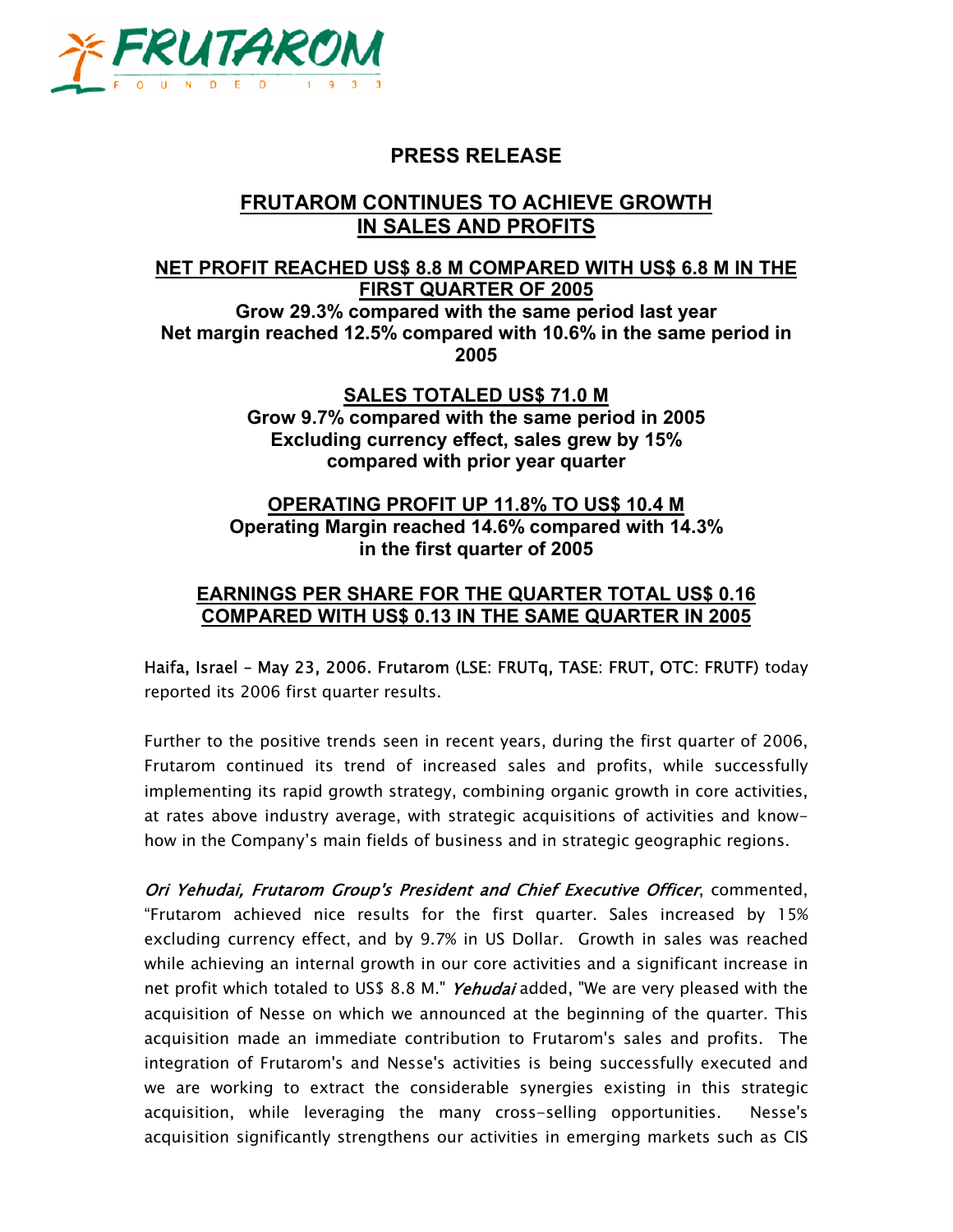FRUTAROM
FOUNDED 1933

# PRESS RELEASE

## FRUTAROM CONTINUES TO ACHIEVE GROWTH IN SALES AND PROFITS

### NET PROFIT REACHED US$ 8.8 M COMPARED WITH US$ 6.8 M IN THE FIRST QUARTER OF 2005

**Grow 29.3% compared with the same period last year**
**Net margin reached 12.5% compared with 10.6% in the same period in 2005**

### SALES TOTALED US$ 71.0 M

**Grow 9.7% compared with the same period in 2005**
**Excluding currency effect, sales grew by 15% compared with prior year quarter**

### OPERATING PROFIT UP 11.8% TO US$ 10.4 M

**Operating Margin reached 14.6% compared with 14.3% in the first quarter of 2005**

### EARNINGS PER SHARE FOR THE QUARTER TOTAL US$ 0.16 COMPARED WITH US$ 0.13 IN THE SAME QUARTER IN 2005

Haifa, Israel – May 23, 2006. Frutarom (LSE: FRUTq, TASE: FRUT, OTC: FRUTF) today reported its 2006 first quarter results.

Further to the positive trends seen in recent years, during the first quarter of 2006, Frutarom continued its trend of increased sales and profits, while successfully implementing its rapid growth strategy, combining organic growth in core activities, at rates above industry average, with strategic acquisitions of activities and know-how in the Company's main fields of business and in strategic geographic regions.

*Ori Yehudai, Frutarom Group's President and Chief Executive Officer*, commented, "Frutarom achieved nice results for the first quarter. Sales increased by 15% excluding currency effect, and by 9.7% in US Dollar. Growth in sales was reached while achieving an internal growth in our core activities and a significant increase in net profit which totaled to US$ 8.8 M." *Yehudai* added, "We are very pleased with the acquisition of Nesse on which we announced at the beginning of the quarter. This acquisition made an immediate contribution to Frutarom's sales and profits. The integration of Frutarom's and Nesse's activities is being successfully executed and we are working to extract the considerable synergies existing in this strategic acquisition, while leveraging the many cross-selling opportunities. Nesse's acquisition significantly strengthens our activities in emerging markets such as CIS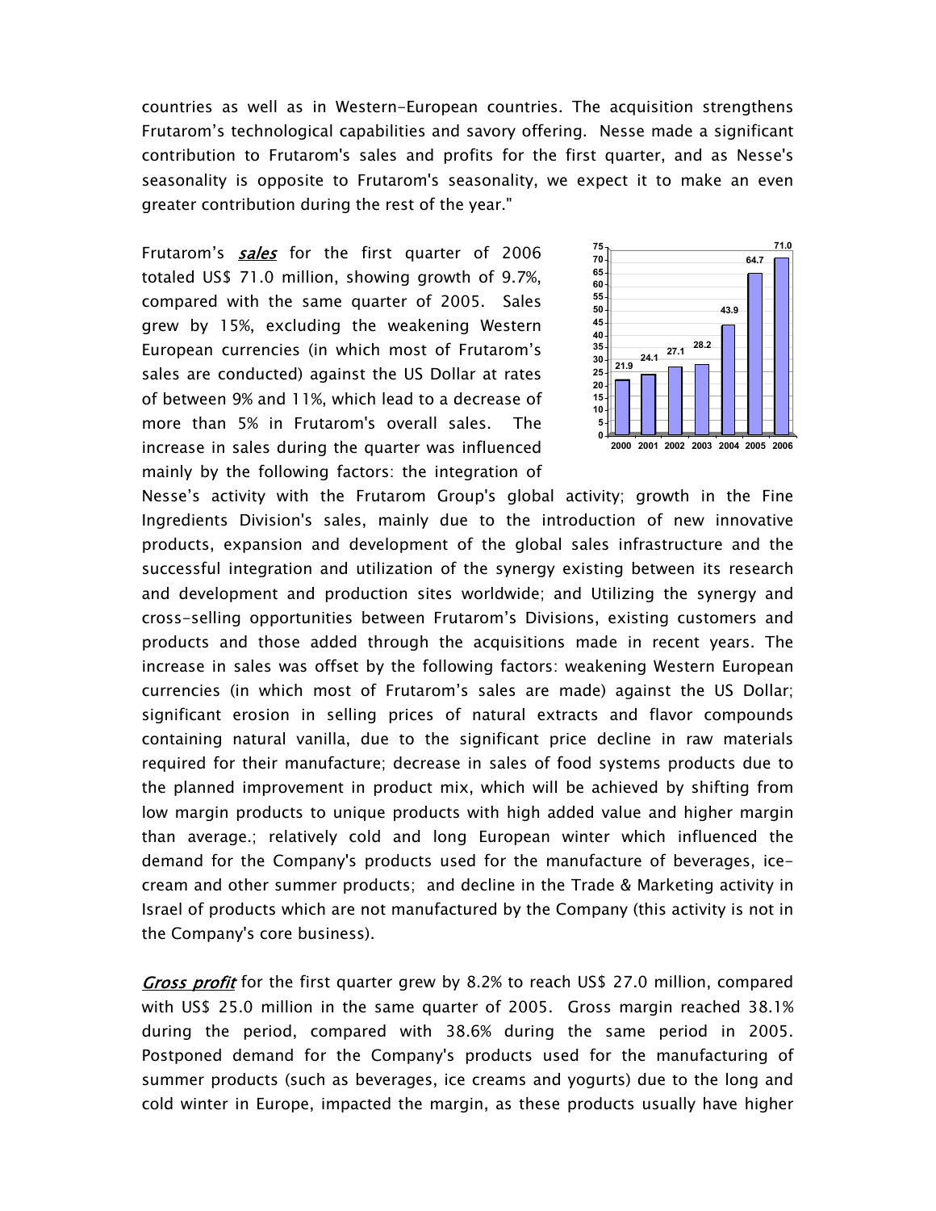countries as well as in Western-European countries. The acquisition strengthens Frutarom's technological capabilities and savory offering. Nesse made a significant contribution to Frutarom's sales and profits for the first quarter, and as Nesse's seasonality is opposite to Frutarom's seasonality, we expect it to make an even greater contribution during the rest of the year."

Frutarom's ***sales*** for the first quarter of 2006 totaled US$ 71.0 million, showing growth of 9.7%, compared with the same quarter of 2005. Sales grew by 15%, excluding the weakening Western European currencies (in which most of Frutarom's sales are conducted) against the US Dollar at rates of between 9% and 11%, which lead to a decrease of more than 5% in Frutarom's overall sales. The increase in sales during the quarter was influenced mainly by the following factors: the integration of Nesse's activity with the Frutarom Group's global activity; growth in the Fine Ingredients Division's sales, mainly due to the introduction of new innovative products, expansion and development of the global sales infrastructure and the successful integration and utilization of the synergy existing between its research and development and production sites worldwide; and Utilizing the synergy and cross-selling opportunities between Frutarom's Divisions, existing customers and products and those added through the acquisitions made in recent years. The increase in sales was offset by the following factors: weakening Western European currencies (in which most of Frutarom's sales are made) against the US Dollar; significant erosion in selling prices of natural extracts and flavor compounds containing natural vanilla, due to the significant price decline in raw materials required for their manufacture; decrease in sales of food systems products due to the planned improvement in product mix, which will be achieved by shifting from low margin products to unique products with high added value and higher margin than average.; relatively cold and long European winter which influenced the demand for the Company's products used for the manufacture of beverages, ice-cream and other summer products; and decline in the Trade & Marketing activity in Israel of products which are not manufactured by the Company (this activity is not in the Company's core business).

| Year | 2000 | 2001 | 2002 | 2003 | 2004 | 2005 | 2006 |
|---|---|---|---|---|---|---|---|
| Sales | 21.9 | 24.1 | 27.1 | 28.2 | 43.9 | 64.7 | 71.0 |

***Gross profit*** for the first quarter grew by 8.2% to reach US$ 27.0 million, compared with US$ 25.0 million in the same quarter of 2005. Gross margin reached 38.1% during the period, compared with 38.6% during the same period in 2005. Postponed demand for the Company's products used for the manufacturing of summer products (such as beverages, ice creams and yogurts) due to the long and cold winter in Europe, impacted the margin, as these products usually have higher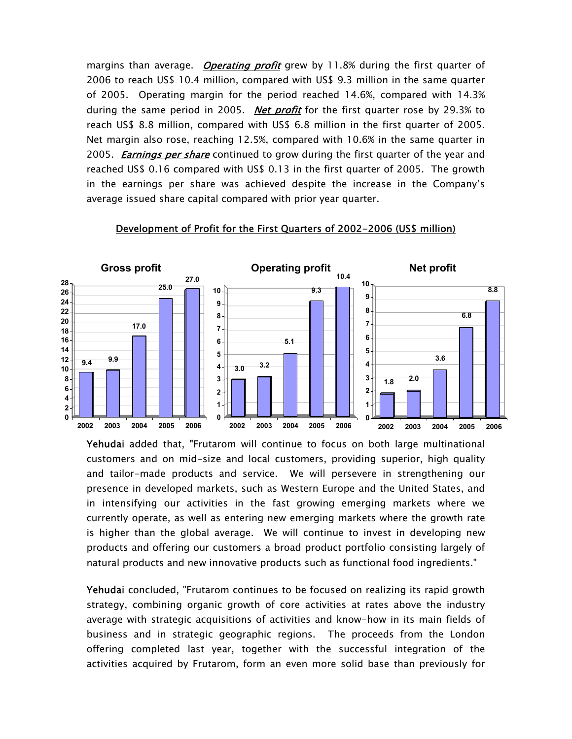margins than average. ***Operating profit*** grew by 11.8% during the first quarter of 2006 to reach US$ 10.4 million, compared with US$ 9.3 million in the same quarter of 2005. Operating margin for the period reached 14.6%, compared with 14.3% during the same period in 2005. ***Net profit*** for the first quarter rose by 29.3% to reach US$ 8.8 million, compared with US$ 6.8 million in the first quarter of 2005. Net margin also rose, reaching 12.5%, compared with 10.6% in the same quarter in 2005. ***Earnings per share*** continued to grow during the first quarter of the year and reached US$ 0.16 compared with US$ 0.13 in the first quarter of 2005. The growth in the earnings per share was achieved despite the increase in the Company's average issued share capital compared with prior year quarter.

**Development of Profit for the First Quarters of 2002-2006 (US$ million)**

| | 2002 | 2003 | 2004 | 2005 | 2006 |
|---|---|---|---|---|---|
| Gross profit | 9.4 | 9.9 | 17.0 | 25.0 | 27.0 |
| Operating profit | 3.0 | 3.2 | 5.1 | 9.3 | 10.4 |
| Net profit | 1.8 | 2.0 | 3.6 | 6.8 | 8.8 |

**Yehudai** added that, "Frutarom will continue to focus on both large multinational customers and on mid-size and local customers, providing superior, high quality and tailor-made products and service. We will persevere in strengthening our presence in developed markets, such as Western Europe and the United States, and in intensifying our activities in the fast growing emerging markets where we currently operate, as well as entering new emerging markets where the growth rate is higher than the global average. We will continue to invest in developing new products and offering our customers a broad product portfolio consisting largely of natural products and new innovative products such as functional food ingredients."

**Yehudai** concluded, "Frutarom continues to be focused on realizing its rapid growth strategy, combining organic growth of core activities at rates above the industry average with strategic acquisitions of activities and know-how in its main fields of business and in strategic geographic regions. The proceeds from the London offering completed last year, together with the successful integration of the activities acquired by Frutarom, form an even more solid base than previously for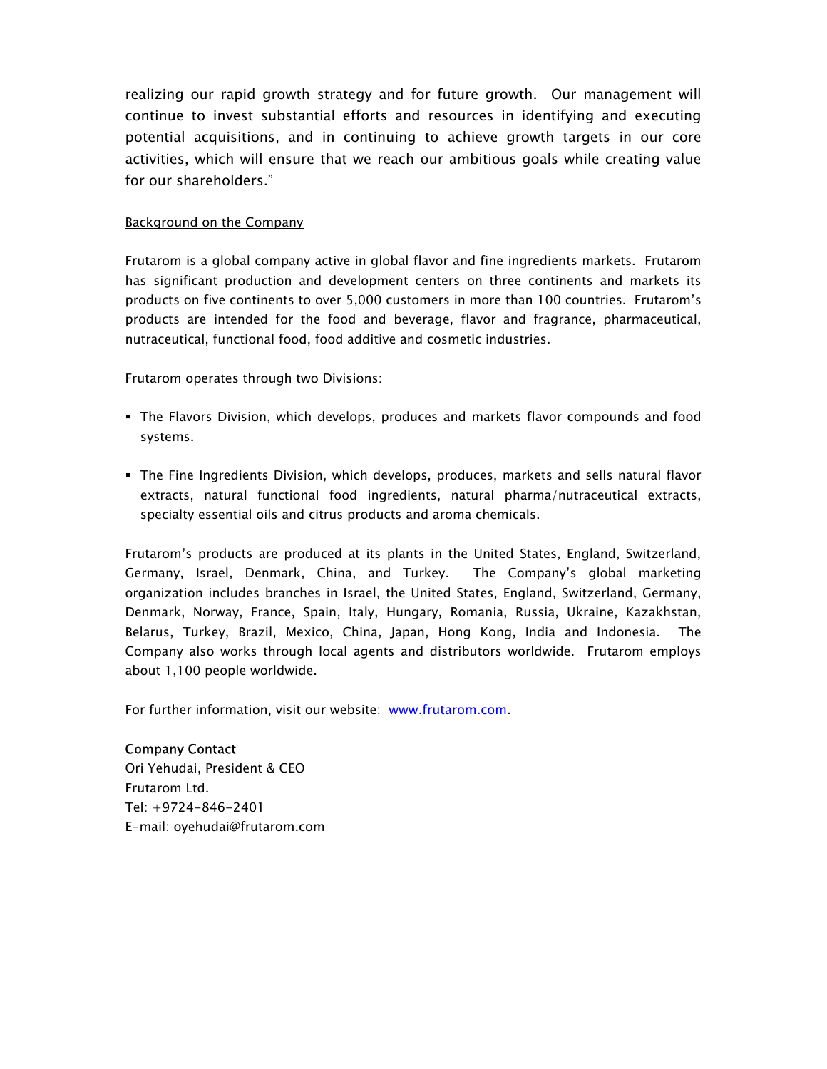realizing our rapid growth strategy and for future growth. Our management will continue to invest substantial efforts and resources in identifying and executing potential acquisitions, and in continuing to achieve growth targets in our core activities, which will ensure that we reach our ambitious goals while creating value for our shareholders."

Background on the Company

Frutarom is a global company active in global flavor and fine ingredients markets. Frutarom has significant production and development centers on three continents and markets its products on five continents to over 5,000 customers in more than 100 countries. Frutarom's products are intended for the food and beverage, flavor and fragrance, pharmaceutical, nutraceutical, functional food, food additive and cosmetic industries.

Frutarom operates through two Divisions:

- The Flavors Division, which develops, produces and markets flavor compounds and food systems.

- The Fine Ingredients Division, which develops, produces, markets and sells natural flavor extracts, natural functional food ingredients, natural pharma/nutraceutical extracts, specialty essential oils and citrus products and aroma chemicals.

Frutarom's products are produced at its plants in the United States, England, Switzerland, Germany, Israel, Denmark, China, and Turkey. The Company's global marketing organization includes branches in Israel, the United States, England, Switzerland, Germany, Denmark, Norway, France, Spain, Italy, Hungary, Romania, Russia, Ukraine, Kazakhstan, Belarus, Turkey, Brazil, Mexico, China, Japan, Hong Kong, India and Indonesia. The Company also works through local agents and distributors worldwide. Frutarom employs about 1,100 people worldwide.

For further information, visit our website: www.frutarom.com.

**Company Contact**
Ori Yehudai, President & CEO
Frutarom Ltd.
Tel: +9724-846-2401
E-mail: oyehudai@frutarom.com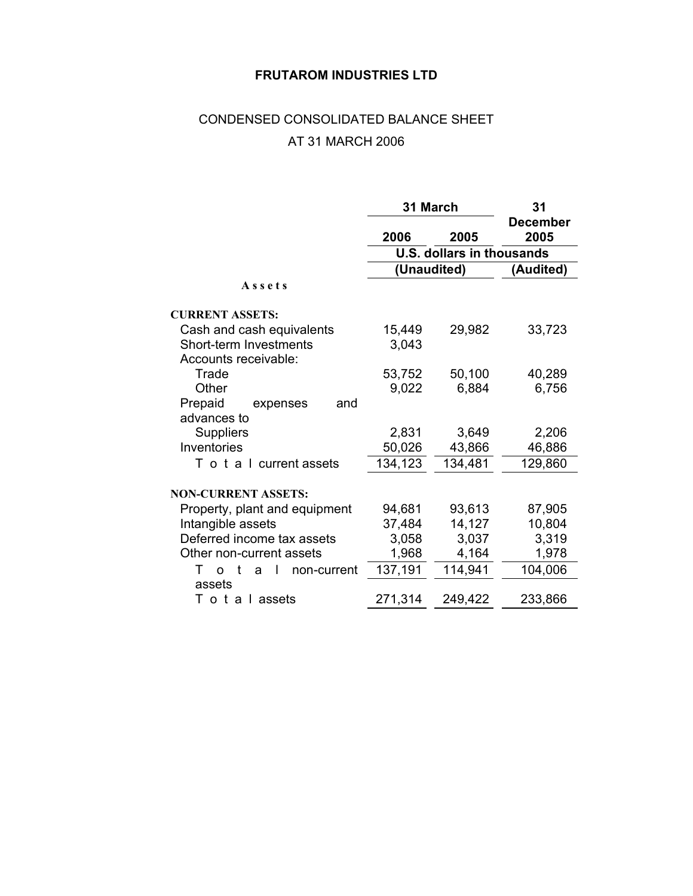**FRUTAROM INDUSTRIES LTD**

CONDENSED CONSOLIDATED BALANCE SHEET

AT 31 MARCH 2006

| | 31 March | | 31 December |
|---|---|---|---|
| | 2006 | 2005 | 2005 |
| | U.S. dollars in thousands | | |
| | (Unaudited) | | (Audited) |
| **Assets** | | | |
| **CURRENT ASSETS:** | | | |
| Cash and cash equivalents | 15,449 | 29,982 | 33,723 |
| Short-term Investments | 3,043 | | |
| Accounts receivable: | | | |
| Trade | 53,752 | 50,100 | 40,289 |
| Other | 9,022 | 6,884 | 6,756 |
| Prepaid expenses and advances to Suppliers | 2,831 | 3,649 | 2,206 |
| Inventories | 50,026 | 43,866 | 46,886 |
| Total current assets | 134,123 | 134,481 | 129,860 |
| **NON-CURRENT ASSETS:** | | | |
| Property, plant and equipment | 94,681 | 93,613 | 87,905 |
| Intangible assets | 37,484 | 14,127 | 10,804 |
| Deferred income tax assets | 3,058 | 3,037 | 3,319 |
| Other non-current assets | 1,968 | 4,164 | 1,978 |
| Total non-current assets | 137,191 | 114,941 | 104,006 |
| Total assets | 271,314 | 249,422 | 233,866 |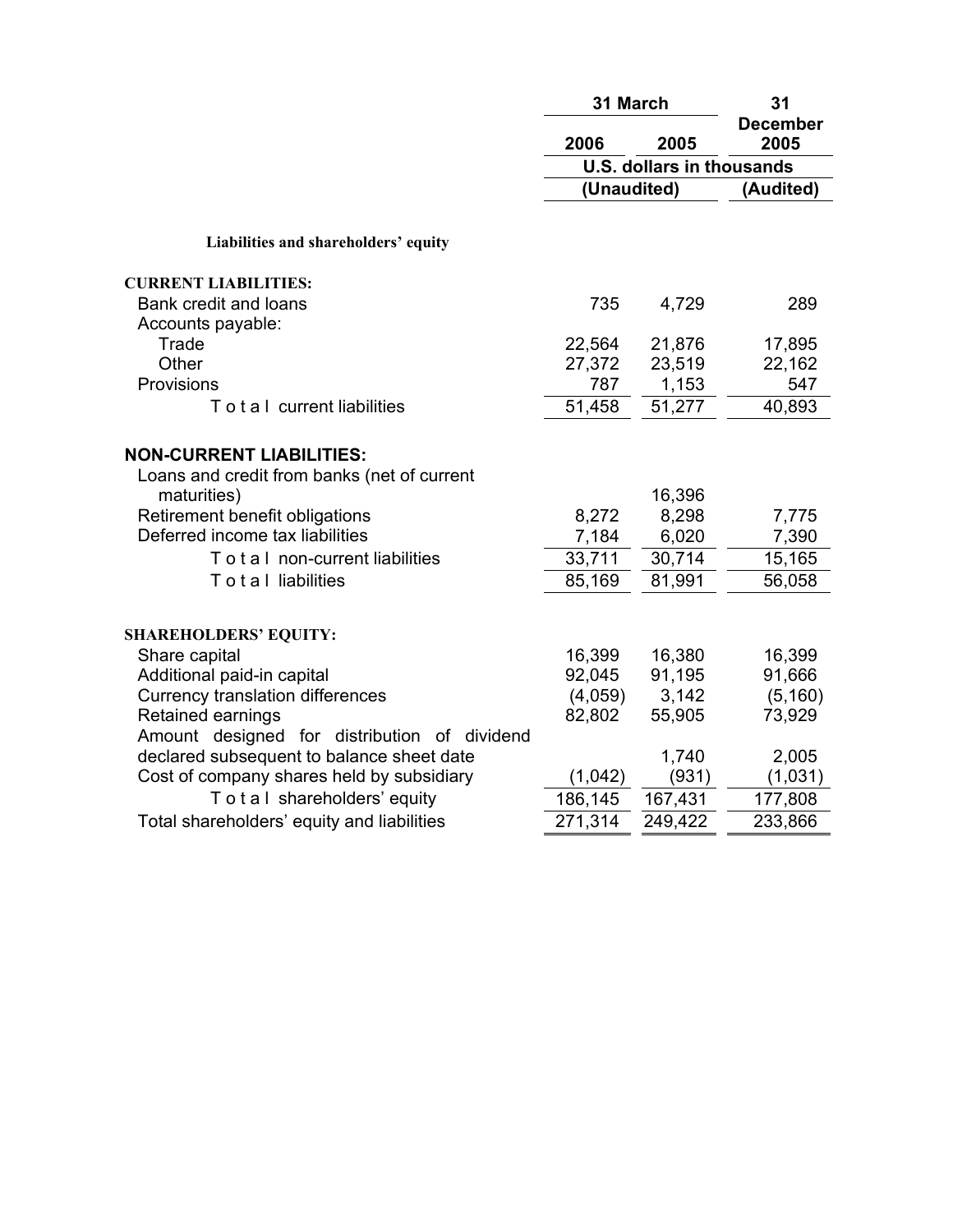| | 31 March | | 31 December |
|---|---|---|---|
| | 2006 | 2005 | 2005 |
| | U.S. dollars in thousands | | |
| | (Unaudited) | | (Audited) |
| **Liabilities and shareholders' equity** | | | |
| **CURRENT LIABILITIES:** | | | |
| Bank credit and loans | 735 | 4,729 | 289 |
| Accounts payable: | | | |
| Trade | 22,564 | 21,876 | 17,895 |
| Other | 27,372 | 23,519 | 22,162 |
| Provisions | 787 | 1,153 | 547 |
| Total current liabilities | 51,458 | 51,277 | 40,893 |
| **NON-CURRENT LIABILITIES:** | | | |
| Loans and credit from banks (net of current maturities) | | 16,396 | |
| Retirement benefit obligations | 8,272 | 8,298 | 7,775 |
| Deferred income tax liabilities | 7,184 | 6,020 | 7,390 |
| Total non-current liabilities | 33,711 | 30,714 | 15,165 |
| Total liabilities | 85,169 | 81,991 | 56,058 |
| **SHAREHOLDERS' EQUITY:** | | | |
| Share capital | 16,399 | 16,380 | 16,399 |
| Additional paid-in capital | 92,045 | 91,195 | 91,666 |
| Currency translation differences | (4,059) | 3,142 | (5,160) |
| Retained earnings | 82,802 | 55,905 | 73,929 |
| Amount designed for distribution of dividend declared subsequent to balance sheet date | | 1,740 | 2,005 |
| Cost of company shares held by subsidiary | (1,042) | (931) | (1,031) |
| Total shareholders' equity | 186,145 | 167,431 | 177,808 |
| Total shareholders' equity and liabilities | 271,314 | 249,422 | 233,866 |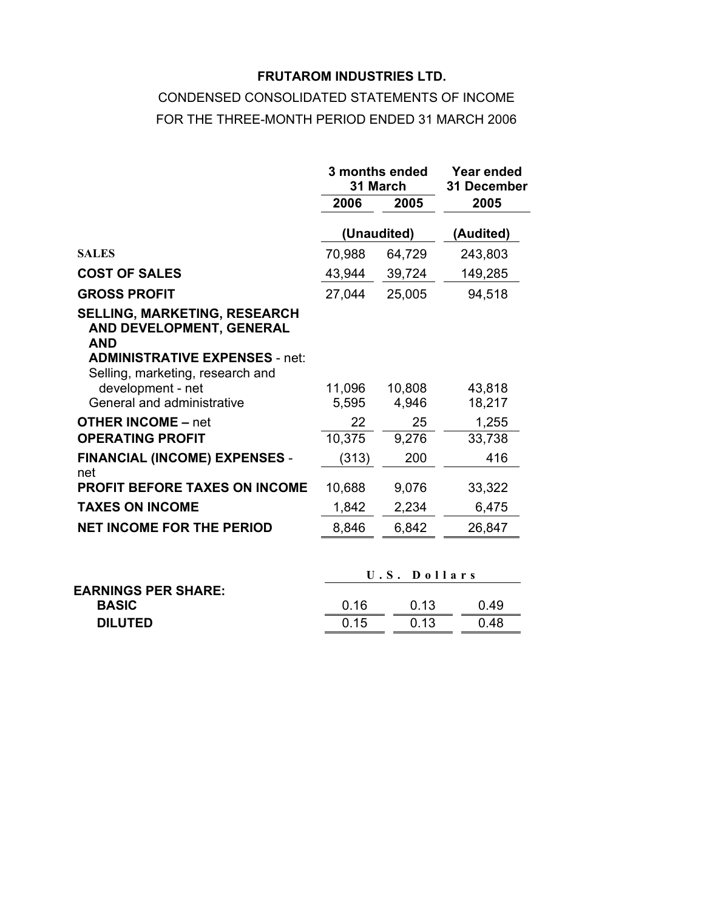**FRUTAROM INDUSTRIES LTD.**

CONDENSED CONSOLIDATED STATEMENTS OF INCOME

FOR THE THREE-MONTH PERIOD ENDED 31 MARCH 2006

| | 3 months ended 31 March | | Year ended 31 December |
|---|---|---|---|
| | 2006 | 2005 | 2005 |
| | (Unaudited) | | (Audited) |
| **SALES** | 70,988 | 64,729 | 243,803 |
| **COST OF SALES** | 43,944 | 39,724 | 149,285 |
| **GROSS PROFIT** | 27,044 | 25,005 | 94,518 |
| **SELLING, MARKETING, RESEARCH AND DEVELOPMENT, GENERAL AND ADMINISTRATIVE EXPENSES** - net: | | | |
| Selling, marketing, research and development - net | 11,096 | 10,808 | 43,818 |
| General and administrative | 5,595 | 4,946 | 18,217 |
| **OTHER INCOME –** net | 22 | 25 | 1,255 |
| **OPERATING PROFIT** | 10,375 | 9,276 | 33,738 |
| **FINANCIAL (INCOME) EXPENSES** - net | (313) | 200 | 416 |
| **PROFIT BEFORE TAXES ON INCOME** | 10,688 | 9,076 | 33,322 |
| **TAXES ON INCOME** | 1,842 | 2,234 | 6,475 |
| **NET INCOME FOR THE PERIOD** | 8,846 | 6,842 | 26,847 |

| | U.S. Dollars | | |
|---|---|---|---|
| **EARNINGS PER SHARE:** | | | |
| **BASIC** | 0.16 | 0.13 | 0.49 |
| **DILUTED** | 0.15 | 0.13 | 0.48 |